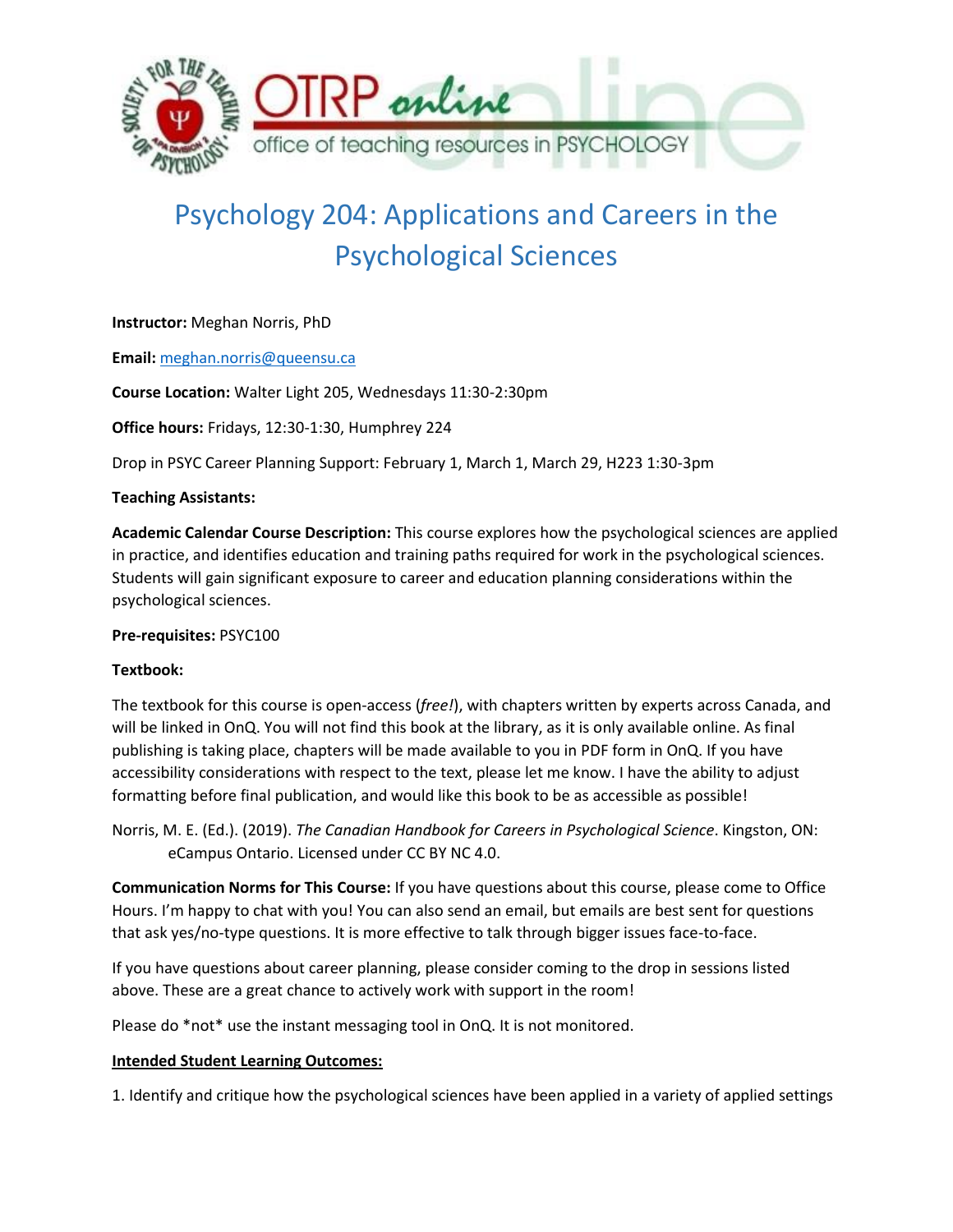# Psychology 204: Applications and Careers in the Psychological Sciences

**Instructor:** Meghan Norris, PhD

**Email:** meghan.norris@queensu.ca

**Course Location:** Walter Light 205, Wednesdays 11:30-2:30pm

**Office hours:** Fridays, 12:30-1:30, Humphrey 224

Drop in PSYC Career Planning Support: February 1, March 1, March 29, H223 1:30-3pm

**Teaching Assistants:**

**Academic Calendar Course Description:** This course explores how the psychological sciences are applied in practice, and identifies education and training paths required for work in the psychological sciences. Students will gain significant exposure to career and education planning considerations within the psychological sciences.

**Pre-requisites:** PSYC100

**Textbook:**

The textbook for this course is open-access (*free!*), with chapters written by experts across Canada, and will be linked in OnQ. You will not find this book at the library, as it is only available online. As final publishing is taking place, chapters will be made available to you in PDF form in OnQ. If you have accessibility considerations with respect to the text, please let me know. I have the ability to adjust formatting before final publication, and would like this book to be as accessible as possible!

Norris, M. E. (Ed.). (2019). *The Canadian Handbook for Careers in Psychological Science*. Kingston, ON: eCampus Ontario. Licensed under CC BY NC 4.0.

**Communication Norms for This Course:** If you have questions about this course, please come to Office Hours. I'm happy to chat with you! You can also send an email, but emails are best sent for questions that ask yes/no-type questions. It is more effective to talk through bigger issues face-to-face.

If you have questions about career planning, please consider coming to the drop in sessions listed above. These are a great chance to actively work with support in the room!

Please do *not* use the instant messaging tool in OnQ. It is not monitored.

**Intended Student Learning Outcomes:**

1. Identify and critique how the psychological sciences have been applied in a variety of applied settings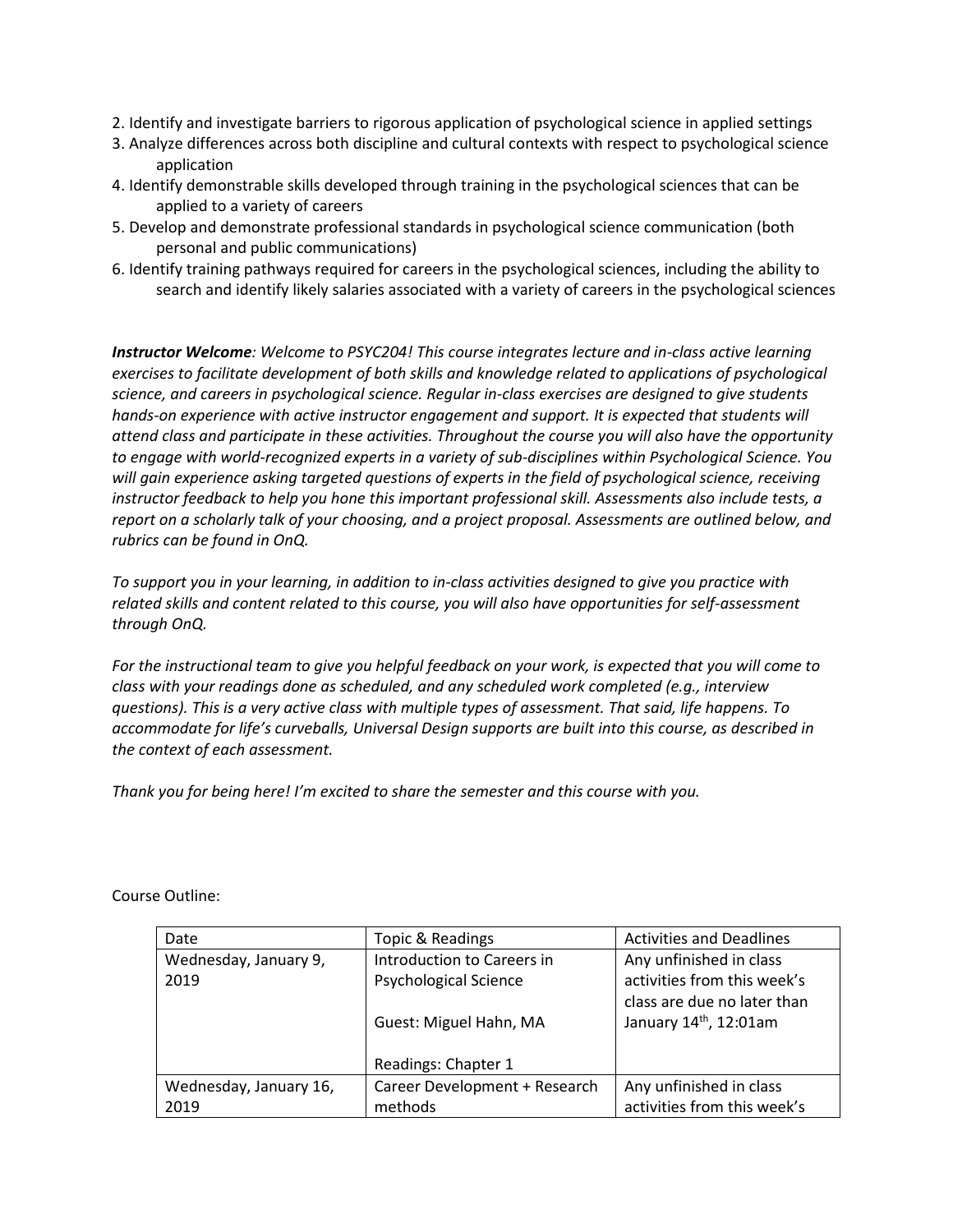2. Identify and investigate barriers to rigorous application of psychological science in applied settings
3. Analyze differences across both discipline and cultural contexts with respect to psychological science application
4. Identify demonstrable skills developed through training in the psychological sciences that can be applied to a variety of careers
5. Develop and demonstrate professional standards in psychological science communication (both personal and public communications)
6. Identify training pathways required for careers in the psychological sciences, including the ability to search and identify likely salaries associated with a variety of careers in the psychological sciences

***Instructor Welcome****: Welcome to PSYC204! This course integrates lecture and in-class active learning exercises to facilitate development of both skills and knowledge related to applications of psychological science, and careers in psychological science. Regular in-class exercises are designed to give students hands-on experience with active instructor engagement and support. It is expected that students will attend class and participate in these activities. Throughout the course you will also have the opportunity to engage with world-recognized experts in a variety of sub-disciplines within Psychological Science. You will gain experience asking targeted questions of experts in the field of psychological science, receiving instructor feedback to help you hone this important professional skill. Assessments also include tests, a report on a scholarly talk of your choosing, and a project proposal. Assessments are outlined below, and rubrics can be found in OnQ.*

*To support you in your learning, in addition to in-class activities designed to give you practice with related skills and content related to this course, you will also have opportunities for self-assessment through OnQ.*

*For the instructional team to give you helpful feedback on your work, is expected that you will come to class with your readings done as scheduled, and any scheduled work completed (e.g., interview questions). This is a very active class with multiple types of assessment. That said, life happens. To accommodate for life's curveballs, Universal Design supports are built into this course, as described in the context of each assessment.*

*Thank you for being here! I'm excited to share the semester and this course with you.*

Course Outline:

| Date | Topic & Readings | Activities and Deadlines |
|---|---|---|
| Wednesday, January 9, 2019 | Introduction to Careers in Psychological Science<br><br>Guest: Miguel Hahn, MA<br><br>Readings: Chapter 1 | Any unfinished in class activities from this week's class are due no later than January 14th, 12:01am |
| Wednesday, January 16, 2019 | Career Development + Research methods | Any unfinished in class activities from this week's |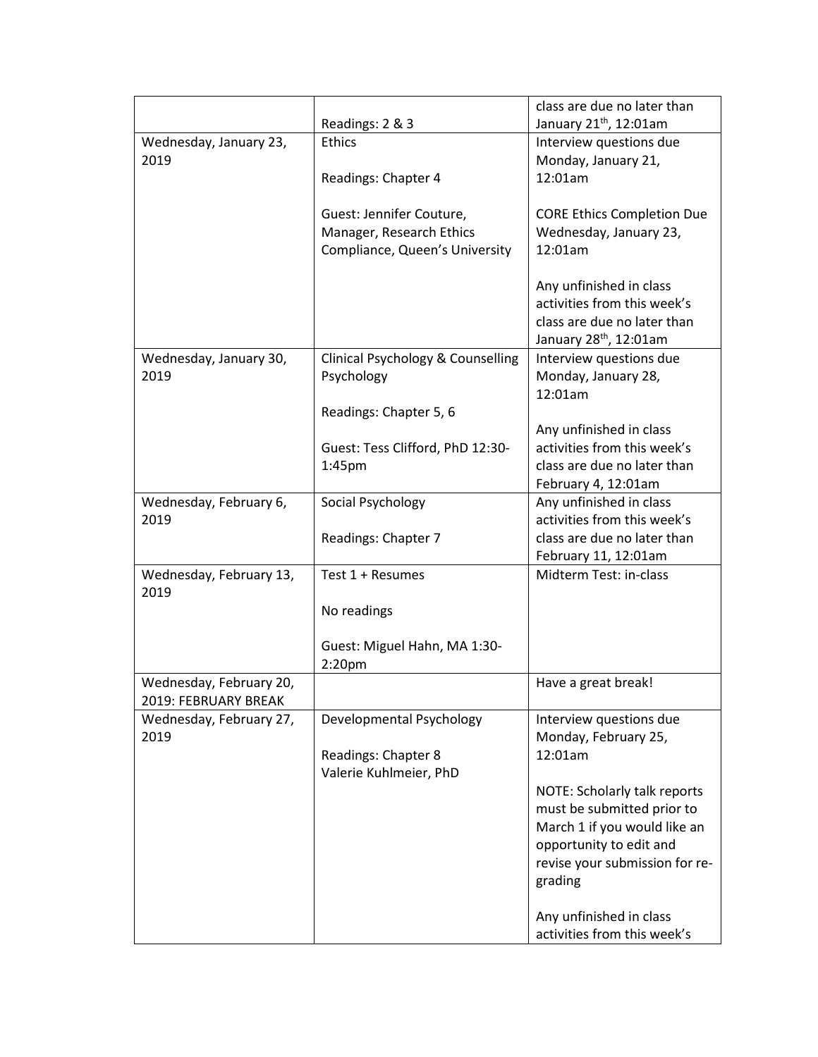| | | |
|---|---|---|
| | Readings: 2 & 3 | class are due no later than January 21th, 12:01am |
| Wednesday, January 23, 2019 | Ethics<br><br>Readings: Chapter 4<br><br>Guest: Jennifer Couture, Manager, Research Ethics Compliance, Queen's University | Interview questions due Monday, January 21, 12:01am<br><br>CORE Ethics Completion Due Wednesday, January 23, 12:01am<br><br>Any unfinished in class activities from this week's class are due no later than January 28th, 12:01am |
| Wednesday, January 30, 2019 | Clinical Psychology & Counselling Psychology<br><br>Readings: Chapter 5, 6<br><br>Guest: Tess Clifford, PhD 12:30-1:45pm | Interview questions due Monday, January 28, 12:01am<br><br>Any unfinished in class activities from this week's class are due no later than February 4, 12:01am |
| Wednesday, February 6, 2019 | Social Psychology<br><br>Readings: Chapter 7 | Any unfinished in class activities from this week's class are due no later than February 11, 12:01am |
| Wednesday, February 13, 2019 | Test 1 + Resumes<br><br>No readings<br><br>Guest: Miguel Hahn, MA 1:30-2:20pm | Midterm Test: in-class |
| Wednesday, February 20, 2019: FEBRUARY BREAK | | Have a great break! |
| Wednesday, February 27, 2019 | Developmental Psychology<br><br>Readings: Chapter 8<br>Valerie Kuhlmeier, PhD | Interview questions due Monday, February 25, 12:01am<br><br>NOTE: Scholarly talk reports must be submitted prior to March 1 if you would like an opportunity to edit and revise your submission for re-grading<br><br>Any unfinished in class activities from this week's |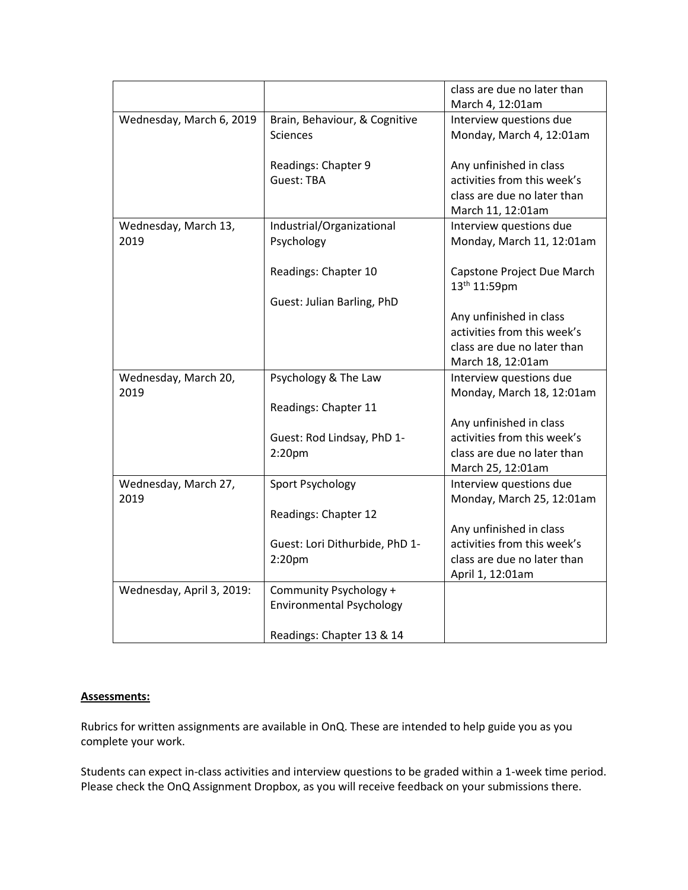| | | |
|---|---|---|
| | | class are due no later than March 4, 12:01am |
| Wednesday, March 6, 2019 | Brain, Behaviour, & Cognitive Sciences<br><br>Readings: Chapter 9<br>Guest: TBA | Interview questions due Monday, March 4, 12:01am<br><br>Any unfinished in class activities from this week's class are due no later than March 11, 12:01am |
| Wednesday, March 13, 2019 | Industrial/Organizational Psychology<br><br>Readings: Chapter 10<br><br>Guest: Julian Barling, PhD | Interview questions due Monday, March 11, 12:01am<br><br>Capstone Project Due March 13th 11:59pm<br><br>Any unfinished in class activities from this week's class are due no later than March 18, 12:01am |
| Wednesday, March 20, 2019 | Psychology & The Law<br><br>Readings: Chapter 11<br><br>Guest: Rod Lindsay, PhD 1-2:20pm | Interview questions due Monday, March 18, 12:01am<br><br>Any unfinished in class activities from this week's class are due no later than March 25, 12:01am |
| Wednesday, March 27, 2019 | Sport Psychology<br><br>Readings: Chapter 12<br><br>Guest: Lori Dithurbide, PhD 1-2:20pm | Interview questions due Monday, March 25, 12:01am<br><br>Any unfinished in class activities from this week's class are due no later than April 1, 12:01am |
| Wednesday, April 3, 2019: | Community Psychology + Environmental Psychology<br><br>Readings: Chapter 13 & 14 | |

**<u>Assessments:</u>**

Rubrics for written assignments are available in OnQ. These are intended to help guide you as you complete your work.

Students can expect in-class activities and interview questions to be graded within a 1-week time period. Please check the OnQ Assignment Dropbox, as you will receive feedback on your submissions there.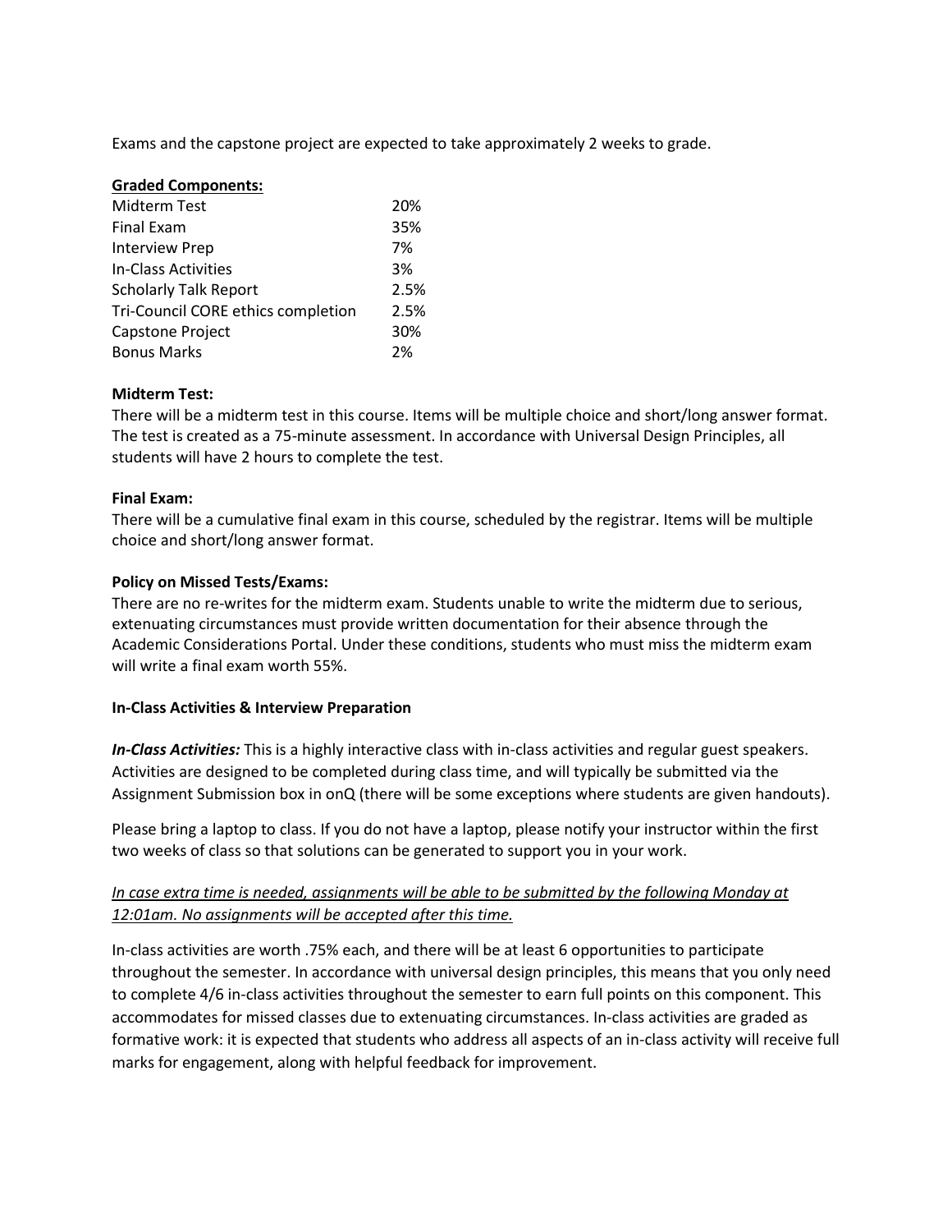Exams and the capstone project are expected to take approximately 2 weeks to grade.

**Graded Components:**

| Component | Weight |
|---|---|
| Midterm Test | 20% |
| Final Exam | 35% |
| Interview Prep | 7% |
| In-Class Activities | 3% |
| Scholarly Talk Report | 2.5% |
| Tri-Council CORE ethics completion | 2.5% |
| Capstone Project | 30% |
| Bonus Marks | 2% |

**Midterm Test:**

There will be a midterm test in this course. Items will be multiple choice and short/long answer format. The test is created as a 75-minute assessment. In accordance with Universal Design Principles, all students will have 2 hours to complete the test.

**Final Exam:**

There will be a cumulative final exam in this course, scheduled by the registrar. Items will be multiple choice and short/long answer format.

**Policy on Missed Tests/Exams:**

There are no re-writes for the midterm exam. Students unable to write the midterm due to serious, extenuating circumstances must provide written documentation for their absence through the Academic Considerations Portal. Under these conditions, students who must miss the midterm exam will write a final exam worth 55%.

**In-Class Activities & Interview Preparation**

***In-Class Activities:*** This is a highly interactive class with in-class activities and regular guest speakers. Activities are designed to be completed during class time, and will typically be submitted via the Assignment Submission box in onQ (there will be some exceptions where students are given handouts).

Please bring a laptop to class. If you do not have a laptop, please notify your instructor within the first two weeks of class so that solutions can be generated to support you in your work.

<u>*In case extra time is needed, assignments will be able to be submitted by the following Monday at 12:01am. No assignments will be accepted after this time.*</u>

In-class activities are worth .75% each, and there will be at least 6 opportunities to participate throughout the semester. In accordance with universal design principles, this means that you only need to complete 4/6 in-class activities throughout the semester to earn full points on this component. This accommodates for missed classes due to extenuating circumstances. In-class activities are graded as formative work: it is expected that students who address all aspects of an in-class activity will receive full marks for engagement, along with helpful feedback for improvement.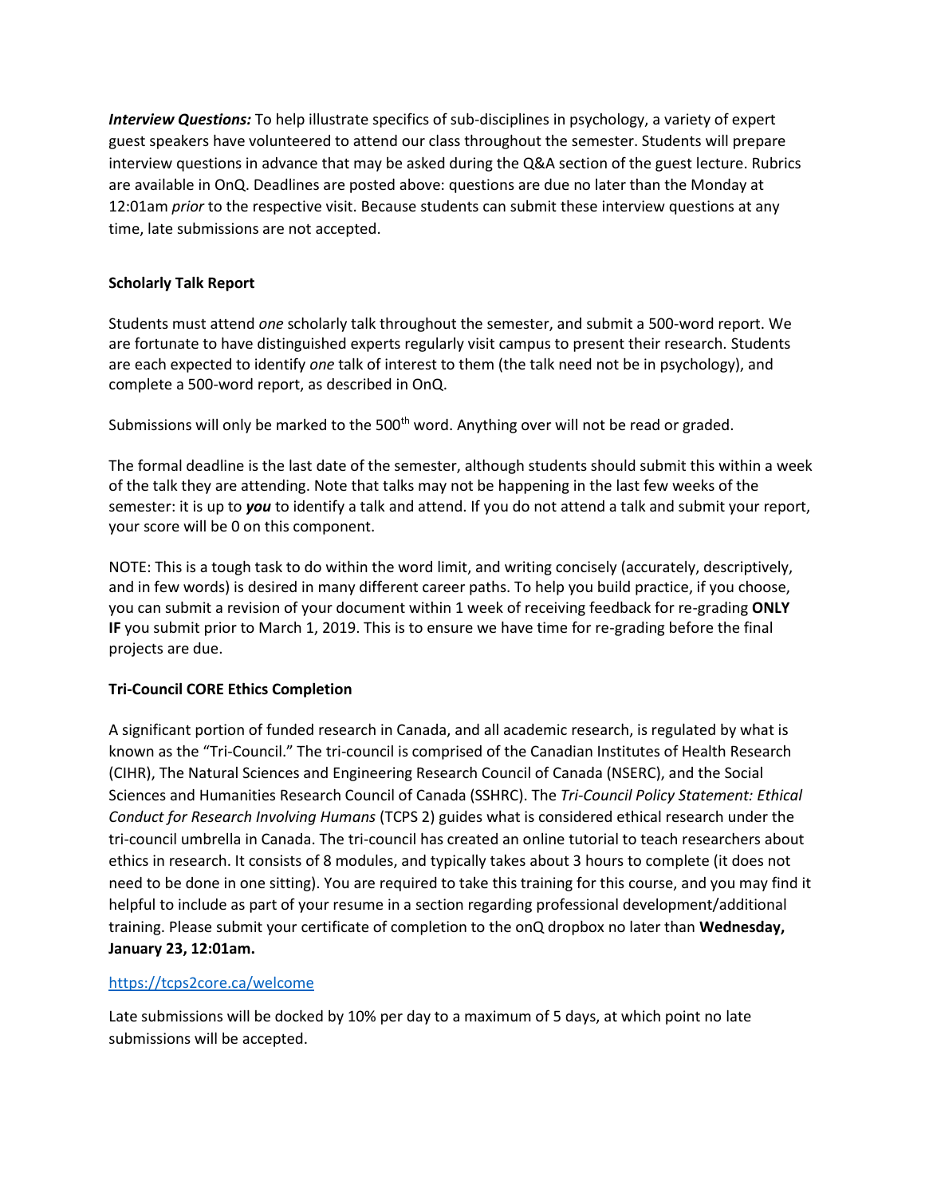***Interview Questions:*** To help illustrate specifics of sub-disciplines in psychology, a variety of expert guest speakers have volunteered to attend our class throughout the semester. Students will prepare interview questions in advance that may be asked during the Q&A section of the guest lecture. Rubrics are available in OnQ. Deadlines are posted above: questions are due no later than the Monday at 12:01am *prior* to the respective visit. Because students can submit these interview questions at any time, late submissions are not accepted.

**Scholarly Talk Report**

Students must attend *one* scholarly talk throughout the semester, and submit a 500-word report. We are fortunate to have distinguished experts regularly visit campus to present their research. Students are each expected to identify *one* talk of interest to them (the talk need not be in psychology), and complete a 500-word report, as described in OnQ.

Submissions will only be marked to the 500th word. Anything over will not be read or graded.

The formal deadline is the last date of the semester, although students should submit this within a week of the talk they are attending. Note that talks may not be happening in the last few weeks of the semester: it is up to ***you*** to identify a talk and attend. If you do not attend a talk and submit your report, your score will be 0 on this component.

NOTE: This is a tough task to do within the word limit, and writing concisely (accurately, descriptively, and in few words) is desired in many different career paths. To help you build practice, if you choose, you can submit a revision of your document within 1 week of receiving feedback for re-grading **ONLY IF** you submit prior to March 1, 2019. This is to ensure we have time for re-grading before the final projects are due.

**Tri-Council CORE Ethics Completion**

A significant portion of funded research in Canada, and all academic research, is regulated by what is known as the "Tri-Council." The tri-council is comprised of the Canadian Institutes of Health Research (CIHR), The Natural Sciences and Engineering Research Council of Canada (NSERC), and the Social Sciences and Humanities Research Council of Canada (SSHRC). The *Tri-Council Policy Statement: Ethical Conduct for Research Involving Humans* (TCPS 2) guides what is considered ethical research under the tri-council umbrella in Canada. The tri-council has created an online tutorial to teach researchers about ethics in research. It consists of 8 modules, and typically takes about 3 hours to complete (it does not need to be done in one sitting). You are required to take this training for this course, and you may find it helpful to include as part of your resume in a section regarding professional development/additional training. Please submit your certificate of completion to the onQ dropbox no later than **Wednesday, January 23, 12:01am.**

https://tcps2core.ca/welcome

Late submissions will be docked by 10% per day to a maximum of 5 days, at which point no late submissions will be accepted.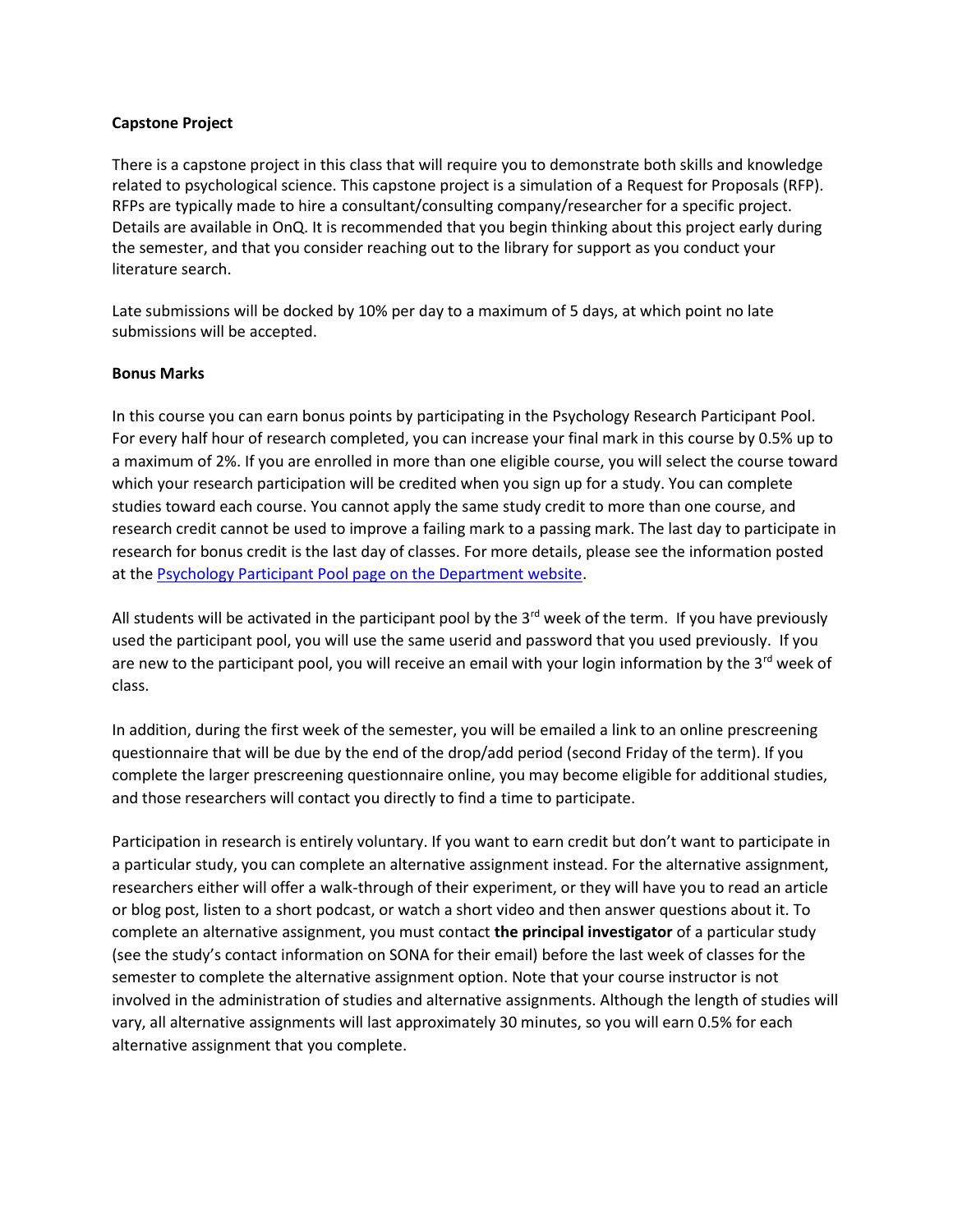**Capstone Project**

There is a capstone project in this class that will require you to demonstrate both skills and knowledge related to psychological science. This capstone project is a simulation of a Request for Proposals (RFP). RFPs are typically made to hire a consultant/consulting company/researcher for a specific project. Details are available in OnQ. It is recommended that you begin thinking about this project early during the semester, and that you consider reaching out to the library for support as you conduct your literature search.

Late submissions will be docked by 10% per day to a maximum of 5 days, at which point no late submissions will be accepted.

**Bonus Marks**

In this course you can earn bonus points by participating in the Psychology Research Participant Pool. For every half hour of research completed, you can increase your final mark in this course by 0.5% up to a maximum of 2%. If you are enrolled in more than one eligible course, you will select the course toward which your research participation will be credited when you sign up for a study. You can complete studies toward each course. You cannot apply the same study credit to more than one course, and research credit cannot be used to improve a failing mark to a passing mark. The last day to participate in research for bonus credit is the last day of classes. For more details, please see the information posted at the [Psychology Participant Pool page on the Department website](#).

All students will be activated in the participant pool by the 3rd week of the term. If you have previously used the participant pool, you will use the same userid and password that you used previously. If you are new to the participant pool, you will receive an email with your login information by the 3rd week of class.

In addition, during the first week of the semester, you will be emailed a link to an online prescreening questionnaire that will be due by the end of the drop/add period (second Friday of the term). If you complete the larger prescreening questionnaire online, you may become eligible for additional studies, and those researchers will contact you directly to find a time to participate.

Participation in research is entirely voluntary. If you want to earn credit but don't want to participate in a particular study, you can complete an alternative assignment instead. For the alternative assignment, researchers either will offer a walk-through of their experiment, or they will have you to read an article or blog post, listen to a short podcast, or watch a short video and then answer questions about it. To complete an alternative assignment, you must contact **the principal investigator** of a particular study (see the study's contact information on SONA for their email) before the last week of classes for the semester to complete the alternative assignment option. Note that your course instructor is not involved in the administration of studies and alternative assignments. Although the length of studies will vary, all alternative assignments will last approximately 30 minutes, so you will earn 0.5% for each alternative assignment that you complete.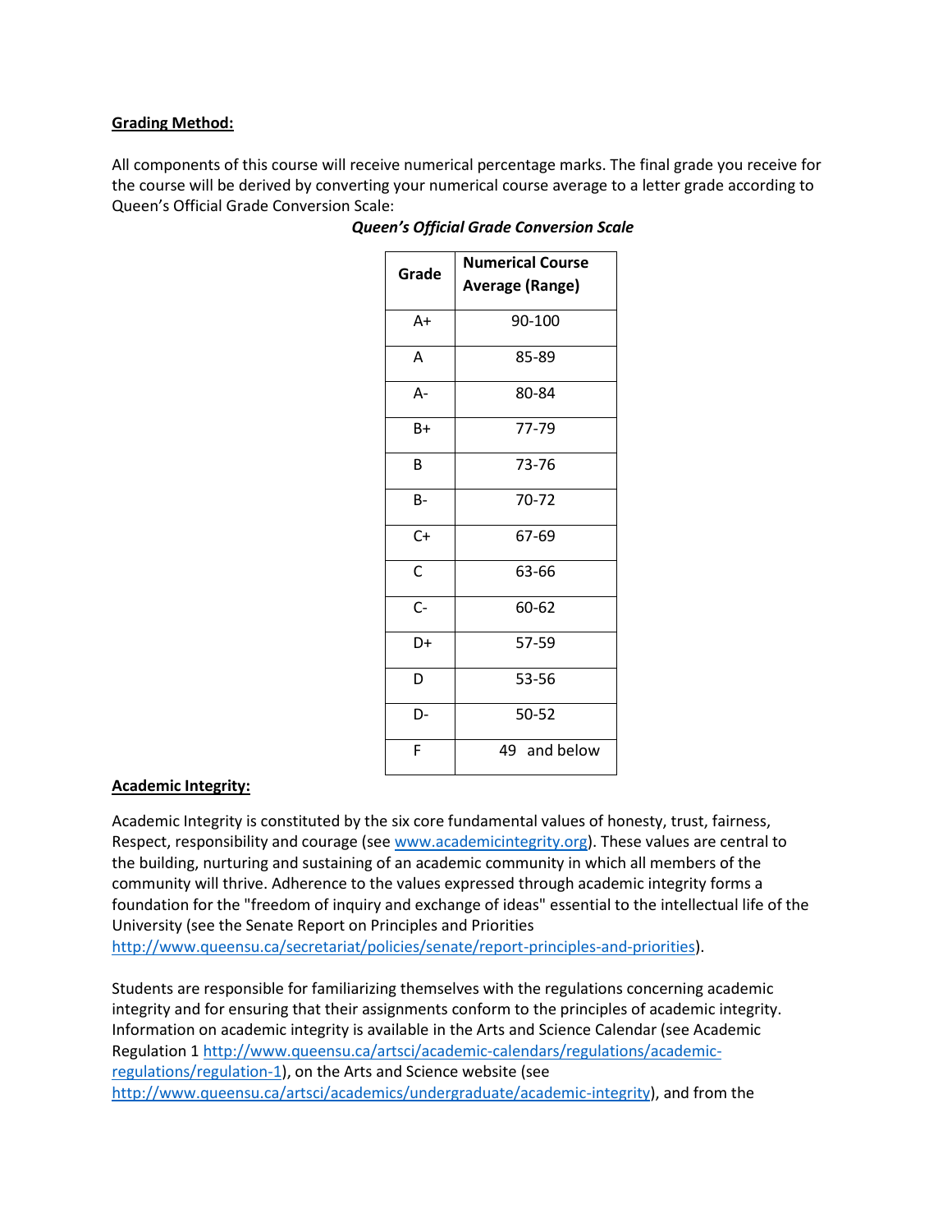**Grading Method:**

All components of this course will receive numerical percentage marks. The final grade you receive for the course will be derived by converting your numerical course average to a letter grade according to Queen's Official Grade Conversion Scale:

***Queen's Official Grade Conversion Scale***

| Grade | Numerical Course Average (Range) |
|---|---|
| A+ | 90-100 |
| A | 85-89 |
| A- | 80-84 |
| B+ | 77-79 |
| B | 73-76 |
| B- | 70-72 |
| C+ | 67-69 |
| C | 63-66 |
| C- | 60-62 |
| D+ | 57-59 |
| D | 53-56 |
| D- | 50-52 |
| F | 49 and below |

**Academic Integrity:**

Academic Integrity is constituted by the six core fundamental values of honesty, trust, fairness, Respect, responsibility and courage (see www.academicintegrity.org). These values are central to the building, nurturing and sustaining of an academic community in which all members of the community will thrive. Adherence to the values expressed through academic integrity forms a foundation for the "freedom of inquiry and exchange of ideas" essential to the intellectual life of the University (see the Senate Report on Principles and Priorities http://www.queensu.ca/secretariat/policies/senate/report-principles-and-priorities).

Students are responsible for familiarizing themselves with the regulations concerning academic integrity and for ensuring that their assignments conform to the principles of academic integrity. Information on academic integrity is available in the Arts and Science Calendar (see Academic Regulation 1 http://www.queensu.ca/artsci/academic-calendars/regulations/academic-regulations/regulation-1), on the Arts and Science website (see http://www.queensu.ca/artsci/academics/undergraduate/academic-integrity), and from the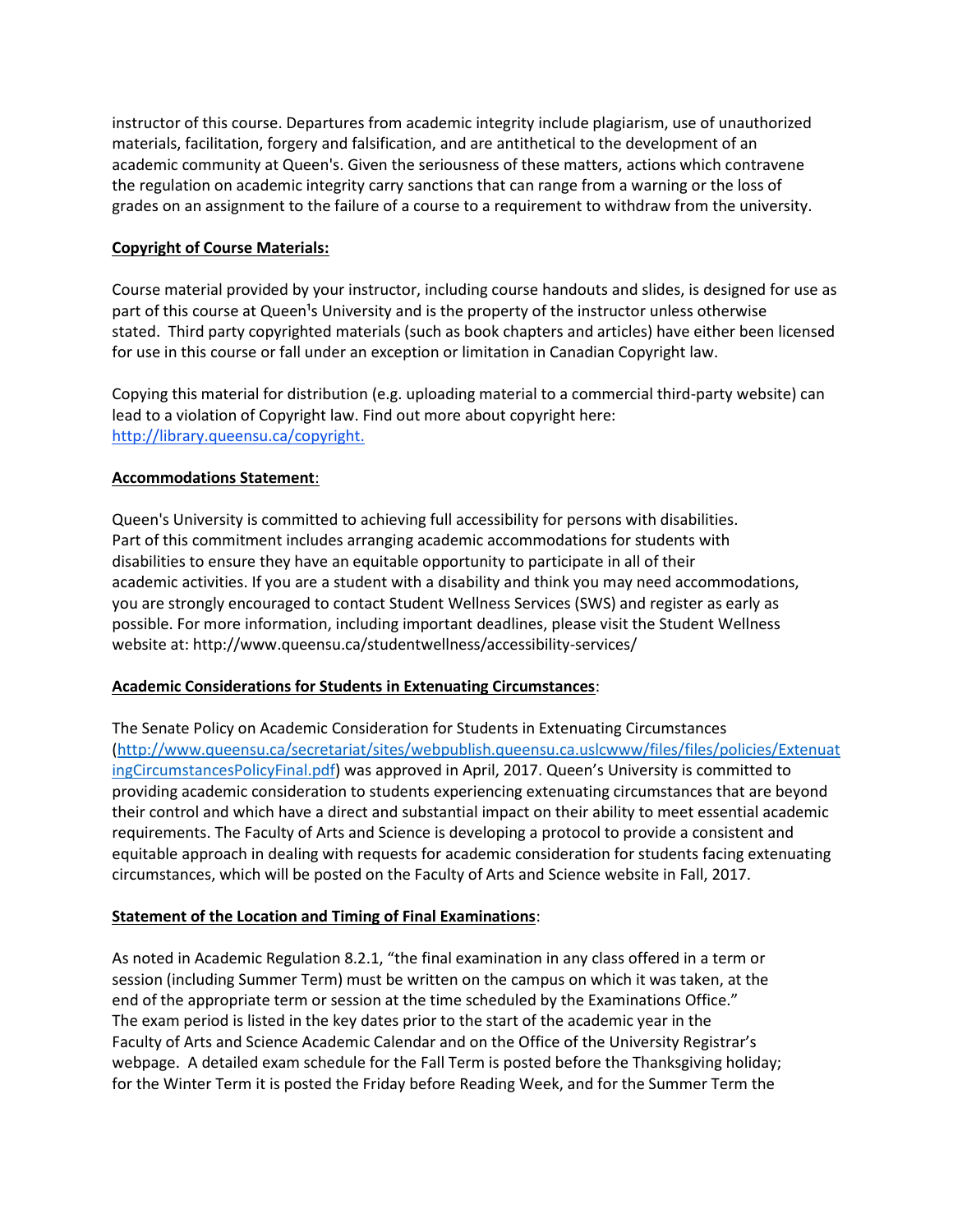instructor of this course. Departures from academic integrity include plagiarism, use of unauthorized materials, facilitation, forgery and falsification, and are antithetical to the development of an academic community at Queen's. Given the seriousness of these matters, actions which contravene the regulation on academic integrity carry sanctions that can range from a warning or the loss of grades on an assignment to the failure of a course to a requirement to withdraw from the university.

**Copyright of Course Materials:**

Course material provided by your instructor, including course handouts and slides, is designed for use as part of this course at Queen¹s University and is the property of the instructor unless otherwise stated. Third party copyrighted materials (such as book chapters and articles) have either been licensed for use in this course or fall under an exception or limitation in Canadian Copyright law.

Copying this material for distribution (e.g. uploading material to a commercial third-party website) can lead to a violation of Copyright law. Find out more about copyright here: [http://library.queensu.ca/copyright.](http://library.queensu.ca/copyright)

**Accommodations Statement**:

Queen's University is committed to achieving full accessibility for persons with disabilities. Part of this commitment includes arranging academic accommodations for students with disabilities to ensure they have an equitable opportunity to participate in all of their academic activities. If you are a student with a disability and think you may need accommodations, you are strongly encouraged to contact Student Wellness Services (SWS) and register as early as possible. For more information, including important deadlines, please visit the Student Wellness website at: http://www.queensu.ca/studentwellness/accessibility-services/

**Academic Considerations for Students in Extenuating Circumstances**:

The Senate Policy on Academic Consideration for Students in Extenuating Circumstances ([http://www.queensu.ca/secretariat/sites/webpublish.queensu.ca.uslcwww/files/files/policies/ExtenuatingCircumstancesPolicyFinal.pdf](http://www.queensu.ca/secretariat/sites/webpublish.queensu.ca.uslcwww/files/files/policies/ExtenuatingCircumstancesPolicyFinal.pdf)) was approved in April, 2017. Queen's University is committed to providing academic consideration to students experiencing extenuating circumstances that are beyond their control and which have a direct and substantial impact on their ability to meet essential academic requirements. The Faculty of Arts and Science is developing a protocol to provide a consistent and equitable approach in dealing with requests for academic consideration for students facing extenuating circumstances, which will be posted on the Faculty of Arts and Science website in Fall, 2017.

**Statement of the Location and Timing of Final Examinations**:

As noted in Academic Regulation 8.2.1, "the final examination in any class offered in a term or session (including Summer Term) must be written on the campus on which it was taken, at the end of the appropriate term or session at the time scheduled by the Examinations Office." The exam period is listed in the key dates prior to the start of the academic year in the Faculty of Arts and Science Academic Calendar and on the Office of the University Registrar's webpage. A detailed exam schedule for the Fall Term is posted before the Thanksgiving holiday; for the Winter Term it is posted the Friday before Reading Week, and for the Summer Term the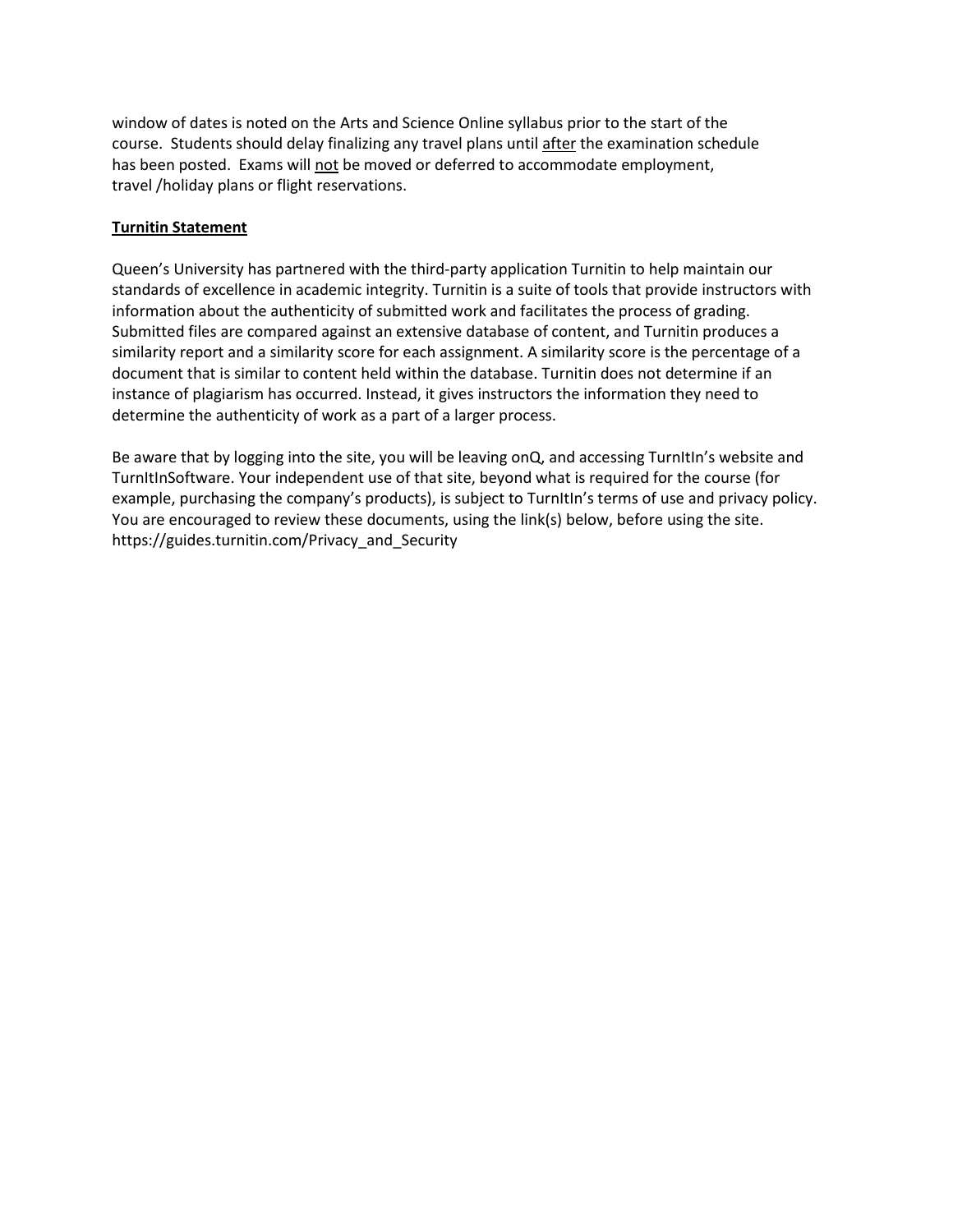window of dates is noted on the Arts and Science Online syllabus prior to the start of the course. Students should delay finalizing any travel plans until <u>after</u> the examination schedule has been posted. Exams will <u>not</u> be moved or deferred to accommodate employment, travel /holiday plans or flight reservations.

**<u>Turnitin Statement</u>**

Queen's University has partnered with the third-party application Turnitin to help maintain our standards of excellence in academic integrity. Turnitin is a suite of tools that provide instructors with information about the authenticity of submitted work and facilitates the process of grading. Submitted files are compared against an extensive database of content, and Turnitin produces a similarity report and a similarity score for each assignment. A similarity score is the percentage of a document that is similar to content held within the database. Turnitin does not determine if an instance of plagiarism has occurred. Instead, it gives instructors the information they need to determine the authenticity of work as a part of a larger process.

Be aware that by logging into the site, you will be leaving onQ, and accessing TurnItIn's website and TurnItInSoftware. Your independent use of that site, beyond what is required for the course (for example, purchasing the company's products), is subject to TurnItIn's terms of use and privacy policy. You are encouraged to review these documents, using the link(s) below, before using the site. https://guides.turnitin.com/Privacy_and_Security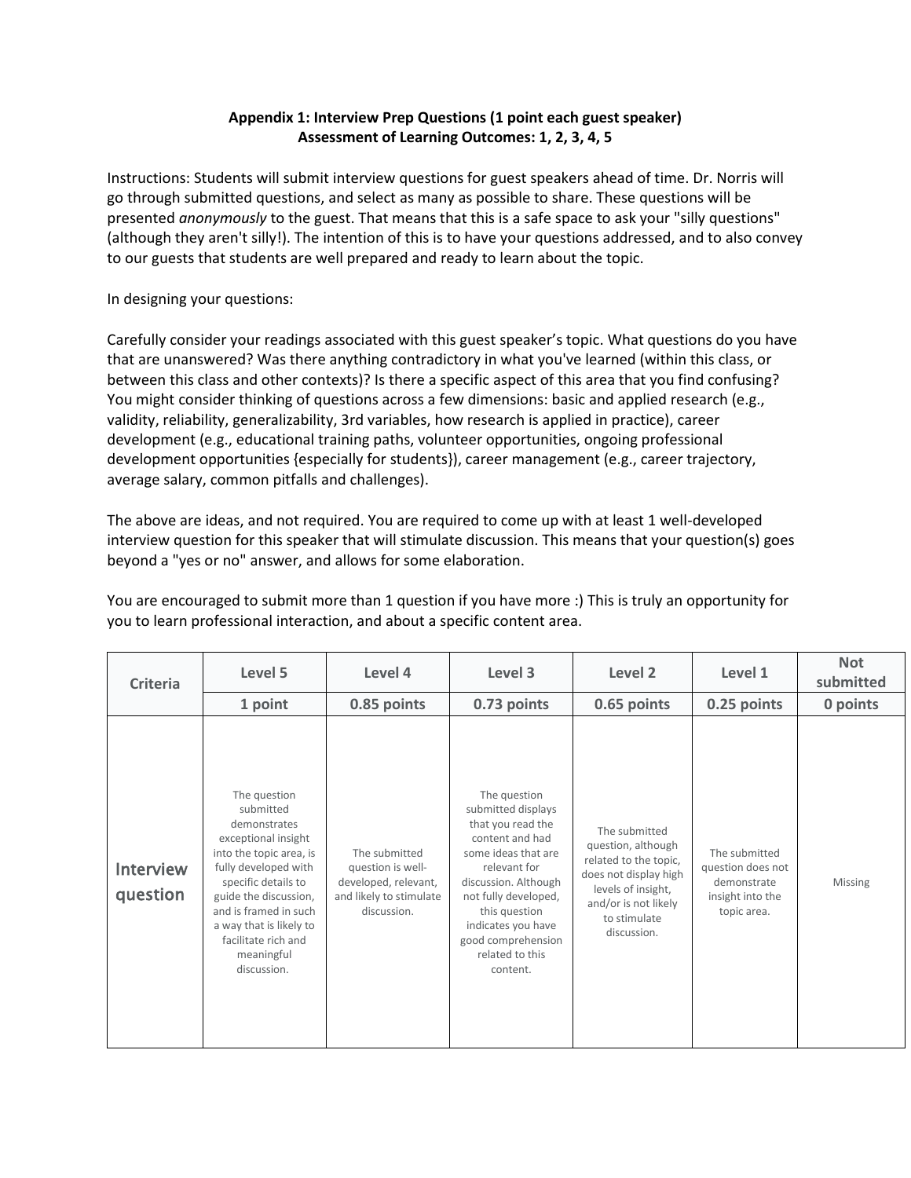**Appendix 1: Interview Prep Questions (1 point each guest speaker)**
**Assessment of Learning Outcomes: 1, 2, 3, 4, 5**

Instructions: Students will submit interview questions for guest speakers ahead of time. Dr. Norris will go through submitted questions, and select as many as possible to share. These questions will be presented *anonymously* to the guest. That means that this is a safe space to ask your "silly questions" (although they aren't silly!). The intention of this is to have your questions addressed, and to also convey to our guests that students are well prepared and ready to learn about the topic.

In designing your questions:

Carefully consider your readings associated with this guest speaker's topic. What questions do you have that are unanswered? Was there anything contradictory in what you've learned (within this class, or between this class and other contexts)? Is there a specific aspect of this area that you find confusing? You might consider thinking of questions across a few dimensions: basic and applied research (e.g., validity, reliability, generalizability, 3rd variables, how research is applied in practice), career development (e.g., educational training paths, volunteer opportunities, ongoing professional development opportunities {especially for students}), career management (e.g., career trajectory, average salary, common pitfalls and challenges).

The above are ideas, and not required. You are required to come up with at least 1 well-developed interview question for this speaker that will stimulate discussion. This means that your question(s) goes beyond a "yes or no" answer, and allows for some elaboration.

You are encouraged to submit more than 1 question if you have more :) This is truly an opportunity for you to learn professional interaction, and about a specific content area.

| Criteria | Level 5 | Level 4 | Level 3 | Level 2 | Level 1 | Not submitted |
|---|---|---|---|---|---|---|
| | 1 point | 0.85 points | 0.73 points | 0.65 points | 0.25 points | 0 points |
| Interview question | The question submitted demonstrates exceptional insight into the topic area, is fully developed with specific details to guide the discussion, and is framed in such a way that is likely to facilitate rich and meaningful discussion. | The submitted question is well-developed, relevant, and likely to stimulate discussion. | The question submitted displays that you read the content and had some ideas that are relevant for discussion. Although not fully developed, this question indicates you have good comprehension related to this content. | The submitted question, although related to the topic, does not display high levels of insight, and/or is not likely to stimulate discussion. | The submitted question does not demonstrate insight into the topic area. | Missing |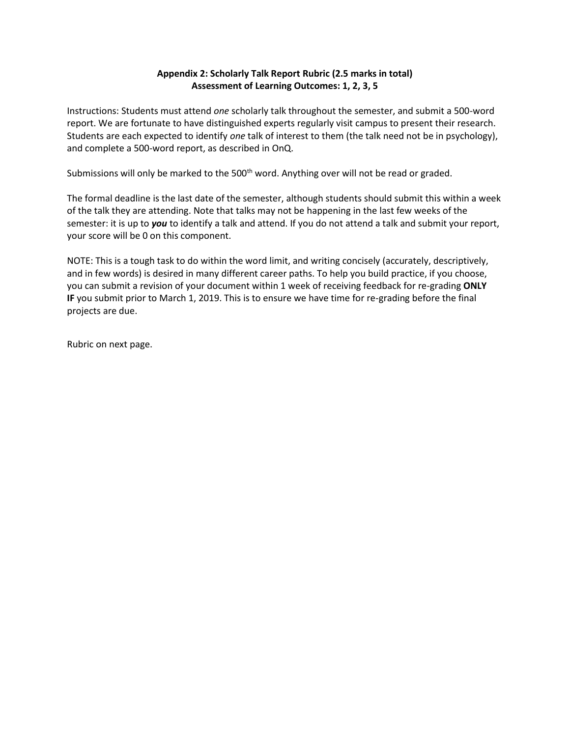## Appendix 2: Scholarly Talk Report Rubric (2.5 marks in total)
## Assessment of Learning Outcomes: 1, 2, 3, 5

Instructions: Students must attend *one* scholarly talk throughout the semester, and submit a 500-word report. We are fortunate to have distinguished experts regularly visit campus to present their research. Students are each expected to identify *one* talk of interest to them (the talk need not be in psychology), and complete a 500-word report, as described in OnQ.

Submissions will only be marked to the 500th word. Anything over will not be read or graded.

The formal deadline is the last date of the semester, although students should submit this within a week of the talk they are attending. Note that talks may not be happening in the last few weeks of the semester: it is up to ***you*** to identify a talk and attend. If you do not attend a talk and submit your report, your score will be 0 on this component.

NOTE: This is a tough task to do within the word limit, and writing concisely (accurately, descriptively, and in few words) is desired in many different career paths. To help you build practice, if you choose, you can submit a revision of your document within 1 week of receiving feedback for re-grading **ONLY IF** you submit prior to March 1, 2019. This is to ensure we have time for re-grading before the final projects are due.

Rubric on next page.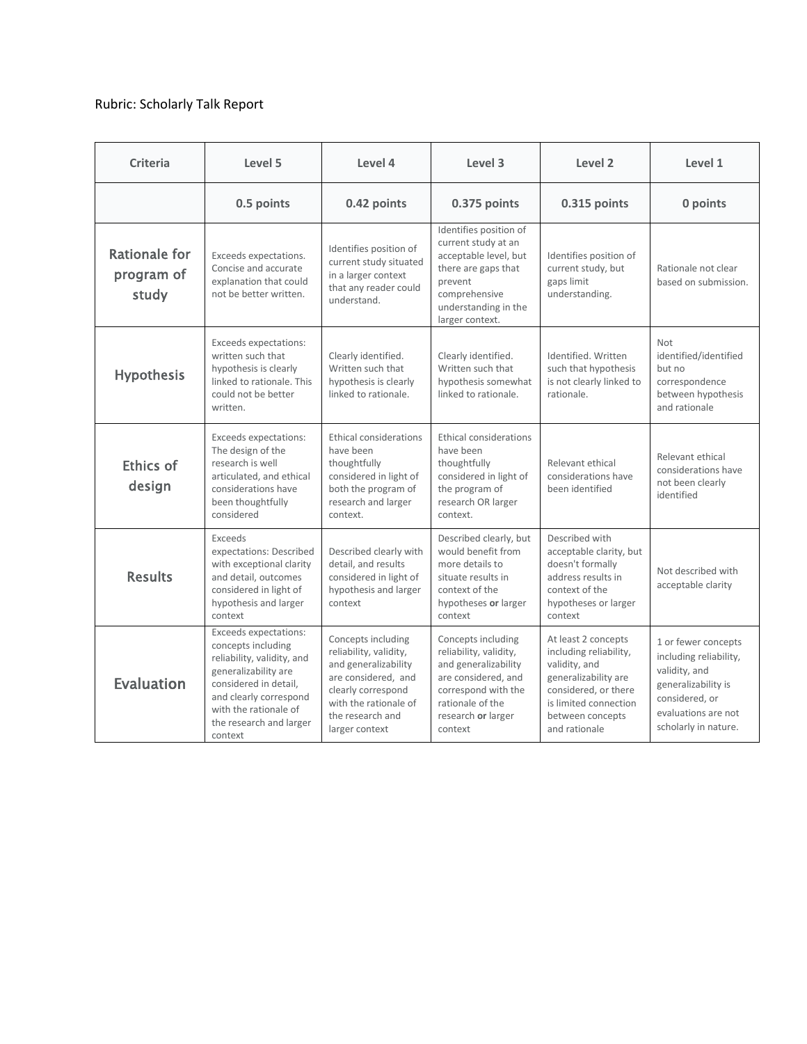Rubric: Scholarly Talk Report

| Criteria | Level 5 | Level 4 | Level 3 | Level 2 | Level 1 |
|---|---|---|---|---|---|
| | **0.5 points** | **0.42 points** | **0.375 points** | **0.315 points** | **0 points** |
| Rationale for program of study | Exceeds expectations. Concise and accurate explanation that could not be better written. | Identifies position of current study situated in a larger context that any reader could understand. | Identifies position of current study at an acceptable level, but there are gaps that prevent comprehensive understanding in the larger context. | Identifies position of current study, but gaps limit understanding. | Rationale not clear based on submission. |
| Hypothesis | Exceeds expectations: written such that hypothesis is clearly linked to rationale. This could not be better written. | Clearly identified. Written such that hypothesis is clearly linked to rationale. | Clearly identified. Written such that hypothesis somewhat linked to rationale. | Identified. Written such that hypothesis is not clearly linked to rationale. | Not identified/identified but no correspondence between hypothesis and rationale |
| Ethics of design | Exceeds expectations: The design of the research is well articulated, and ethical considerations have been thoughtfully considered | Ethical considerations have been thoughtfully considered in light of both the program of research and larger context. | Ethical considerations have been thoughtfully considered in light of the program of research OR larger context. | Relevant ethical considerations have been identified | Relevant ethical considerations have not been clearly identified |
| Results | Exceeds expectations: Described with exceptional clarity and detail, outcomes considered in light of hypothesis and larger context | Described clearly with detail, and results considered in light of hypothesis and larger context | Described clearly, but would benefit from more details to situate results in context of the hypotheses **or** larger context | Described with acceptable clarity, but doesn't formally address results in context of the hypotheses or larger context | Not described with acceptable clarity |
| Evaluation | Exceeds expectations: concepts including reliability, validity, and generalizability are considered in detail, and clearly correspond with the rationale of the research and larger context | Concepts including reliability, validity, and generalizability are considered, and clearly correspond with the rationale of the research and larger context | Concepts including reliability, validity, and generalizability are considered, and correspond with the rationale of the research **or** larger context | At least 2 concepts including reliability, validity, and generalizability are considered, or there is limited connection between concepts and rationale | 1 or fewer concepts including reliability, validity, and generalizability is considered, or evaluations are not scholarly in nature. |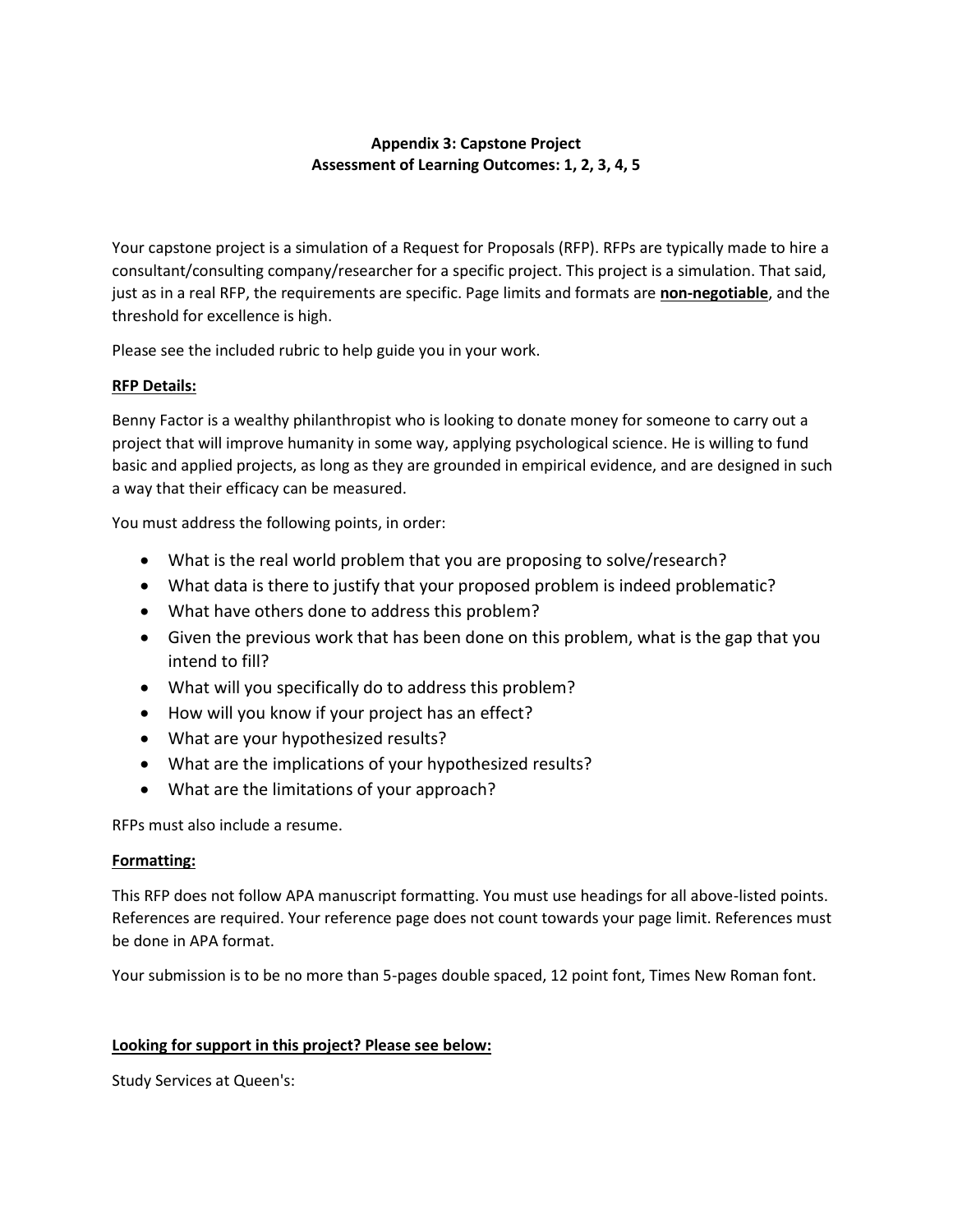**Appendix 3: Capstone Project**
**Assessment of Learning Outcomes: 1, 2, 3, 4, 5**

Your capstone project is a simulation of a Request for Proposals (RFP). RFPs are typically made to hire a consultant/consulting company/researcher for a specific project. This project is a simulation. That said, just as in a real RFP, the requirements are specific. Page limits and formats are **non-negotiable**, and the threshold for excellence is high.

Please see the included rubric to help guide you in your work.

**RFP Details:**

Benny Factor is a wealthy philanthropist who is looking to donate money for someone to carry out a project that will improve humanity in some way, applying psychological science. He is willing to fund basic and applied projects, as long as they are grounded in empirical evidence, and are designed in such a way that their efficacy can be measured.

You must address the following points, in order:

- What is the real world problem that you are proposing to solve/research?
- What data is there to justify that your proposed problem is indeed problematic?
- What have others done to address this problem?
- Given the previous work that has been done on this problem, what is the gap that you intend to fill?
- What will you specifically do to address this problem?
- How will you know if your project has an effect?
- What are your hypothesized results?
- What are the implications of your hypothesized results?
- What are the limitations of your approach?

RFPs must also include a resume.

**Formatting:**

This RFP does not follow APA manuscript formatting. You must use headings for all above-listed points. References are required. Your reference page does not count towards your page limit. References must be done in APA format.

Your submission is to be no more than 5-pages double spaced, 12 point font, Times New Roman font.

**Looking for support in this project? Please see below:**

Study Services at Queen's: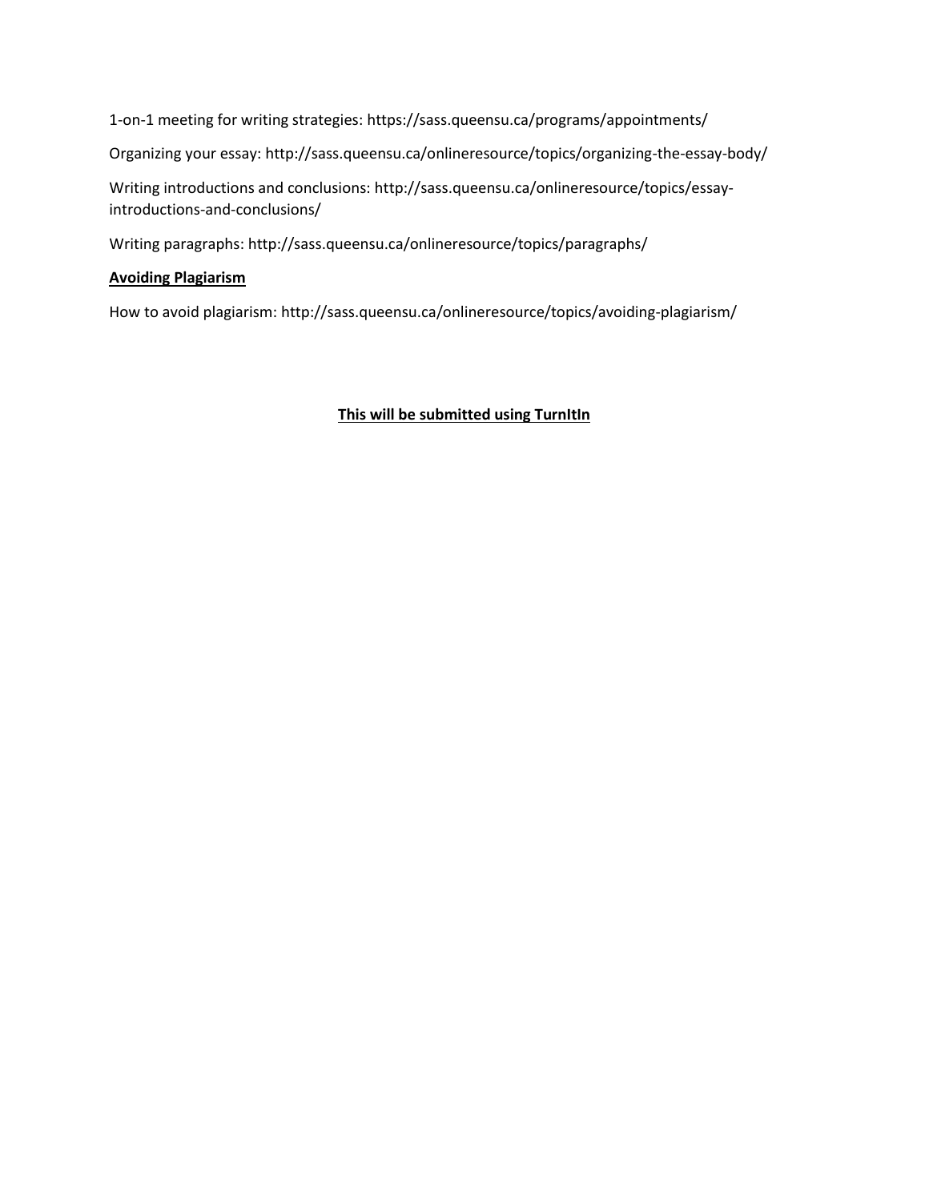1-on-1 meeting for writing strategies: https://sass.queensu.ca/programs/appointments/

Organizing your essay: http://sass.queensu.ca/onlineresource/topics/organizing-the-essay-body/

Writing introductions and conclusions: http://sass.queensu.ca/onlineresource/topics/essay-introductions-and-conclusions/

Writing paragraphs: http://sass.queensu.ca/onlineresource/topics/paragraphs/

**Avoiding Plagiarism**

How to avoid plagiarism: http://sass.queensu.ca/onlineresource/topics/avoiding-plagiarism/

**This will be submitted using TurnItIn**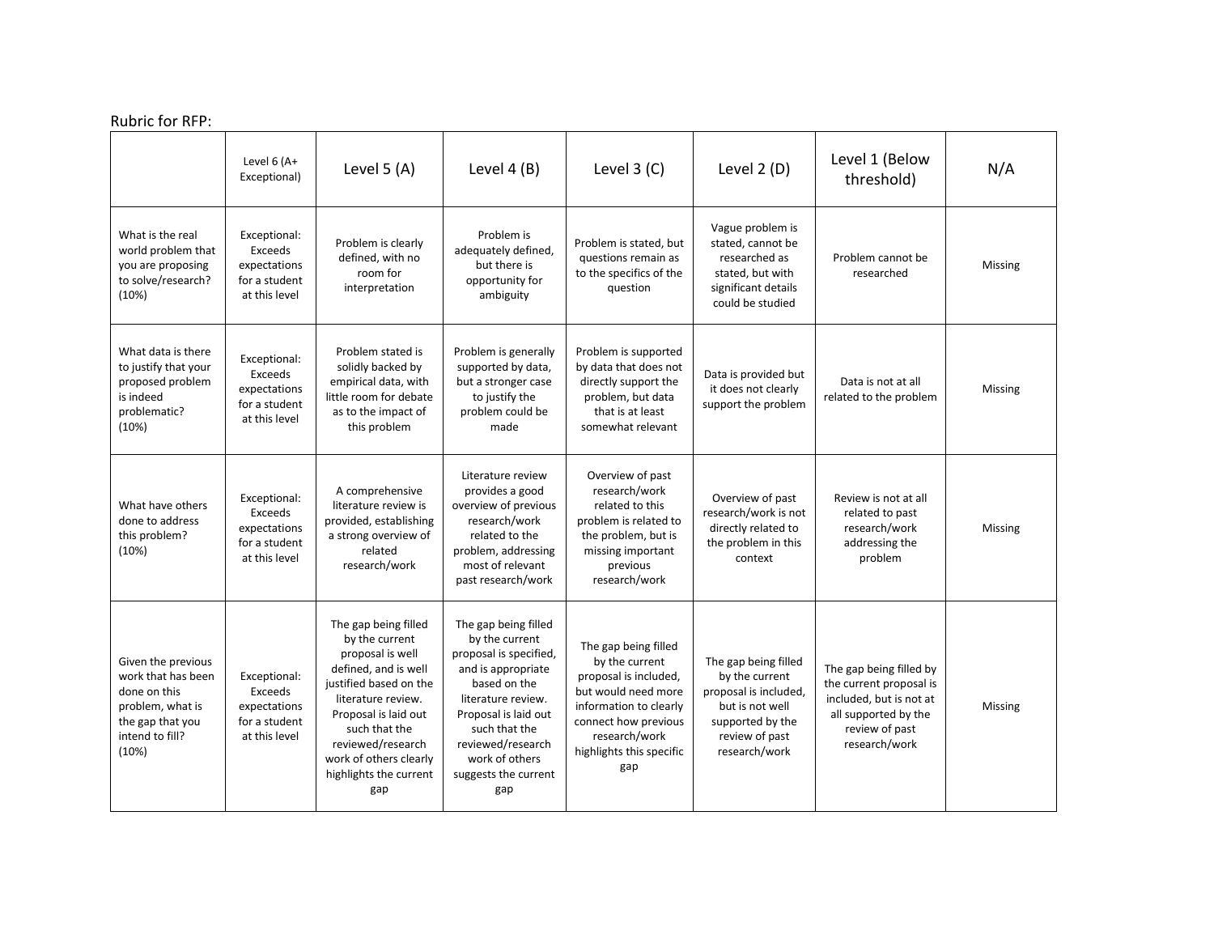Rubric for RFP:

| | Level 6 (A+ Exceptional) | Level 5 (A) | Level 4 (B) | Level 3 (C) | Level 2 (D) | Level 1 (Below threshold) | N/A |
|---|---|---|---|---|---|---|---|
| What is the real world problem that you are proposing to solve/research? (10%) | Exceptional: Exceeds expectations for a student at this level | Problem is clearly defined, with no room for interpretation | Problem is adequately defined, but there is opportunity for ambiguity | Problem is stated, but questions remain as to the specifics of the question | Vague problem is stated, cannot be researched as stated, but with significant details could be studied | Problem cannot be researched | Missing |
| What data is there to justify that your proposed problem is indeed problematic? (10%) | Exceptional: Exceeds expectations for a student at this level | Problem stated is solidly backed by empirical data, with little room for debate as to the impact of this problem | Problem is generally supported by data, but a stronger case to justify the problem could be made | Problem is supported by data that does not directly support the problem, but data that is at least somewhat relevant | Data is provided but it does not clearly support the problem | Data is not at all related to the problem | Missing |
| What have others done to address this problem? (10%) | Exceptional: Exceeds expectations for a student at this level | A comprehensive literature review is provided, establishing a strong overview of related research/work | Literature review provides a good overview of previous research/work related to the problem, addressing most of relevant past research/work | Overview of past research/work related to this problem is related to the problem, but is missing important previous research/work | Overview of past research/work is not directly related to the problem in this context | Review is not at all related to past research/work addressing the problem | Missing |
| Given the previous work that has been done on this problem, what is the gap that you intend to fill? (10%) | Exceptional: Exceeds expectations for a student at this level | The gap being filled by the current proposal is well defined, and is well justified based on the literature review. Proposal is laid out such that the reviewed/research work of others clearly highlights the current gap | The gap being filled by the current proposal is specified, and is appropriate based on the literature review. Proposal is laid out such that the reviewed/research work of others suggests the current gap | The gap being filled by the current proposal is included, but would need more information to clearly connect how previous research/work highlights this specific gap | The gap being filled by the current proposal is included, but is not well supported by the review of past research/work | The gap being filled by the current proposal is included, but is not at all supported by the review of past research/work | Missing |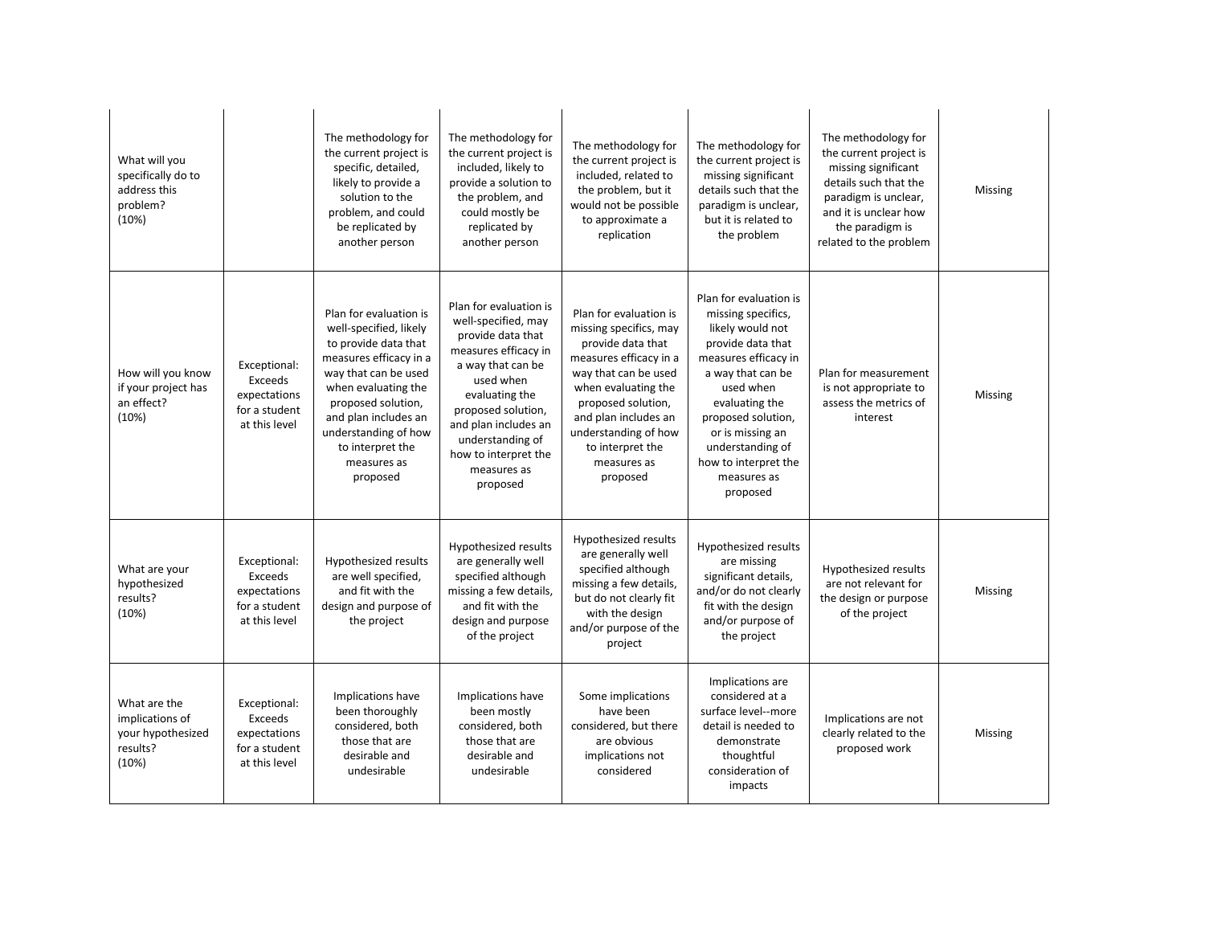| | | | | | | | |
|---|---|---|---|---|---|---|---|
| What will you specifically do to address this problem? (10%) | | The methodology for the current project is specific, detailed, likely to provide a solution to the problem, and could be replicated by another person | The methodology for the current project is included, likely to provide a solution to the problem, and could mostly be replicated by another person | The methodology for the current project is included, related to the problem, but it would not be possible to approximate a replication | The methodology for the current project is missing significant details such that the paradigm is unclear, but it is related to the problem | The methodology for the current project is missing significant details such that the paradigm is unclear, and it is unclear how the paradigm is related to the problem | Missing |
| How will you know if your project has an effect? (10%) | Exceptional: Exceeds expectations for a student at this level | Plan for evaluation is well-specified, likely to provide data that measures efficacy in a way that can be used when evaluating the proposed solution, and plan includes an understanding of how to interpret the measures as proposed | Plan for evaluation is well-specified, may provide data that measures efficacy in a way that can be used when evaluating the proposed solution, and plan includes an understanding of how to interpret the measures as proposed | Plan for evaluation is missing specifics, may provide data that measures efficacy in a way that can be used when evaluating the proposed solution, and plan includes an understanding of how to interpret the measures as proposed | Plan for evaluation is missing specifics, likely would not provide data that measures efficacy in a way that can be used when evaluating the proposed solution, or is missing an understanding of how to interpret the measures as proposed | Plan for measurement is not appropriate to assess the metrics of interest | Missing |
| What are your hypothesized results? (10%) | Exceptional: Exceeds expectations for a student at this level | Hypothesized results are well specified, and fit with the design and purpose of the project | Hypothesized results are generally well specified although missing a few details, and fit with the design and purpose of the project | Hypothesized results are generally well specified although missing a few details, but do not clearly fit with the design and/or purpose of the project | Hypothesized results are missing significant details, and/or do not clearly fit with the design and/or purpose of the project | Hypothesized results are not relevant for the design or purpose of the project | Missing |
| What are the implications of your hypothesized results? (10%) | Exceptional: Exceeds expectations for a student at this level | Implications have been thoroughly considered, both those that are desirable and undesirable | Implications have been mostly considered, both those that are desirable and undesirable | Some implications have been considered, but there are obvious implications not considered | Implications are considered at a surface level--more detail is needed to demonstrate thoughtful consideration of impacts | Implications are not clearly related to the proposed work | Missing |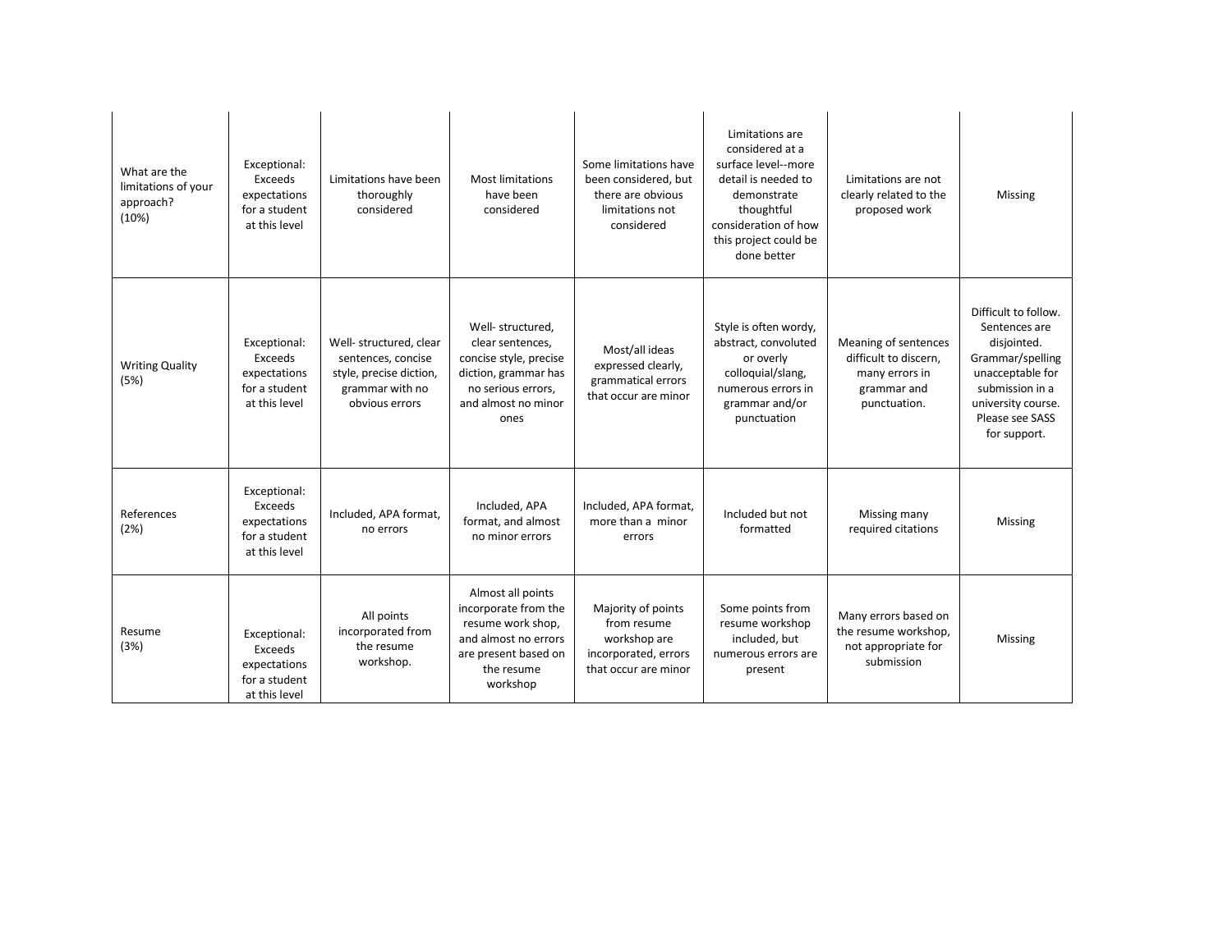| | | | | | | | |
|---|---|---|---|---|---|---|---|
| What are the limitations of your approach? (10%) | Exceptional: Exceeds expectations for a student at this level | Limitations have been thoroughly considered | Most limitations have been considered | Some limitations have been considered, but there are obvious limitations not considered | Limitations are considered at a surface level--more detail is needed to demonstrate thoughtful consideration of how this project could be done better | Limitations are not clearly related to the proposed work | Missing |
| Writing Quality (5%) | Exceptional: Exceeds expectations for a student at this level | Well- structured, clear sentences, concise style, precise diction, grammar with no obvious errors | Well- structured, clear sentences, concise style, precise diction, grammar has no serious errors, and almost no minor ones | Most/all ideas expressed clearly, grammatical errors that occur are minor | Style is often wordy, abstract, convoluted or overly colloquial/slang, numerous errors in grammar and/or punctuation | Meaning of sentences difficult to discern, many errors in grammar and punctuation. | Difficult to follow. Sentences are disjointed. Grammar/spelling unacceptable for submission in a university course. Please see SASS for support. |
| References (2%) | Exceptional: Exceeds expectations for a student at this level | Included, APA format, no errors | Included, APA format, and almost no minor errors | Included, APA format, more than a minor errors | Included but not formatted | Missing many required citations | Missing |
| Resume (3%) | Exceptional: Exceeds expectations for a student at this level | All points incorporated from the resume workshop. | Almost all points incorporate from the resume work shop, and almost no errors are present based on the resume workshop | Majority of points from resume workshop are incorporated, errors that occur are minor | Some points from resume workshop included, but numerous errors are present | Many errors based on the resume workshop, not appropriate for submission | Missing |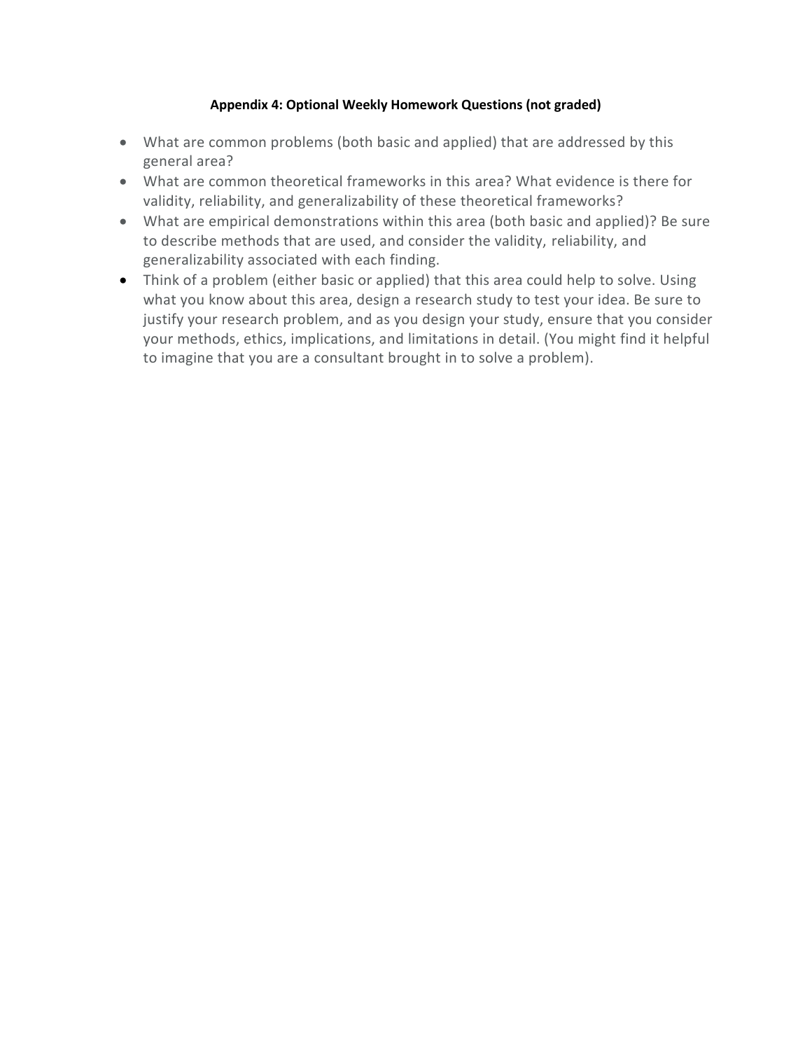**Appendix 4: Optional Weekly Homework Questions (not graded)**

- What are common problems (both basic and applied) that are addressed by this general area?
- What are common theoretical frameworks in this area? What evidence is there for validity, reliability, and generalizability of these theoretical frameworks?
- What are empirical demonstrations within this area (both basic and applied)? Be sure to describe methods that are used, and consider the validity, reliability, and generalizability associated with each finding.
- Think of a problem (either basic or applied) that this area could help to solve. Using what you know about this area, design a research study to test your idea. Be sure to justify your research problem, and as you design your study, ensure that you consider your methods, ethics, implications, and limitations in detail. (You might find it helpful to imagine that you are a consultant brought in to solve a problem).